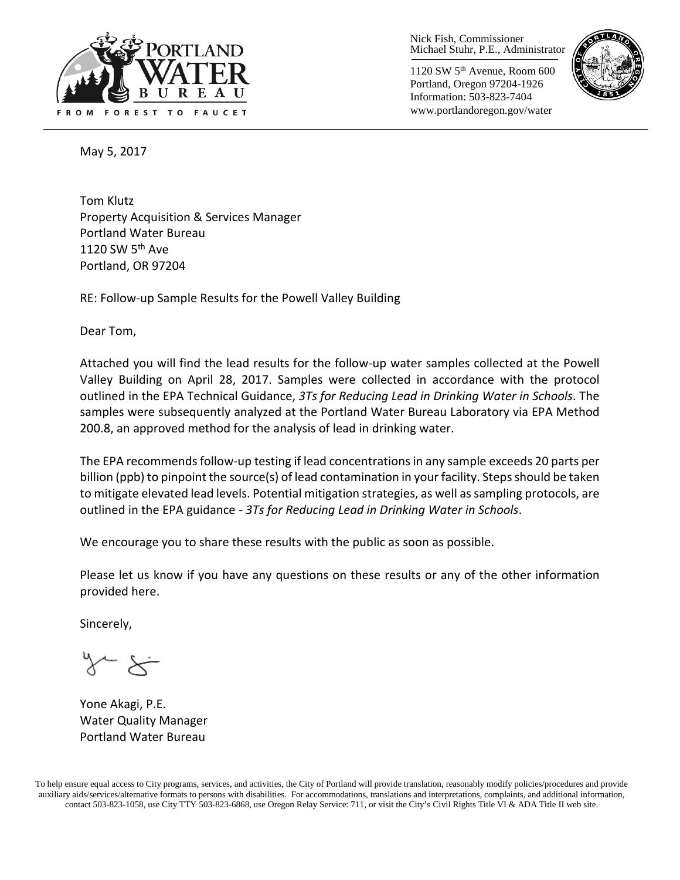Nick Fish, Commissioner
Michael Stuhr, P.E., Administrator

1120 SW 5th Avenue, Room 600
Portland, Oregon 97204-1926
Information: 503-823-7404
www.portlandoregon.gov/water

May 5, 2017

Tom Klutz
Property Acquisition & Services Manager
Portland Water Bureau
1120 SW 5th Ave
Portland, OR 97204

RE: Follow-up Sample Results for the Powell Valley Building

Dear Tom,

Attached you will find the lead results for the follow-up water samples collected at the Powell Valley Building on April 28, 2017. Samples were collected in accordance with the protocol outlined in the EPA Technical Guidance, *3Ts for Reducing Lead in Drinking Water in Schools*. The samples were subsequently analyzed at the Portland Water Bureau Laboratory via EPA Method 200.8, an approved method for the analysis of lead in drinking water.

The EPA recommends follow-up testing if lead concentrations in any sample exceeds 20 parts per billion (ppb) to pinpoint the source(s) of lead contamination in your facility. Steps should be taken to mitigate elevated lead levels. Potential mitigation strategies, as well as sampling protocols, are outlined in the EPA guidance - *3Ts for Reducing Lead in Drinking Water in Schools*.

We encourage you to share these results with the public as soon as possible.

Please let us know if you have any questions on these results or any of the other information provided here.

Sincerely,

Yone Akagi, P.E.
Water Quality Manager
Portland Water Bureau

To help ensure equal access to City programs, services, and activities, the City of Portland will provide translation, reasonably modify policies/procedures and provide auxiliary aids/services/alternative formats to persons with disabilities. For accommodations, translations and interpretations, complaints, and additional information, contact 503-823-1058, use City TTY 503-823-6868, use Oregon Relay Service: 711, or visit the City's Civil Rights Title VI & ADA Title II web site.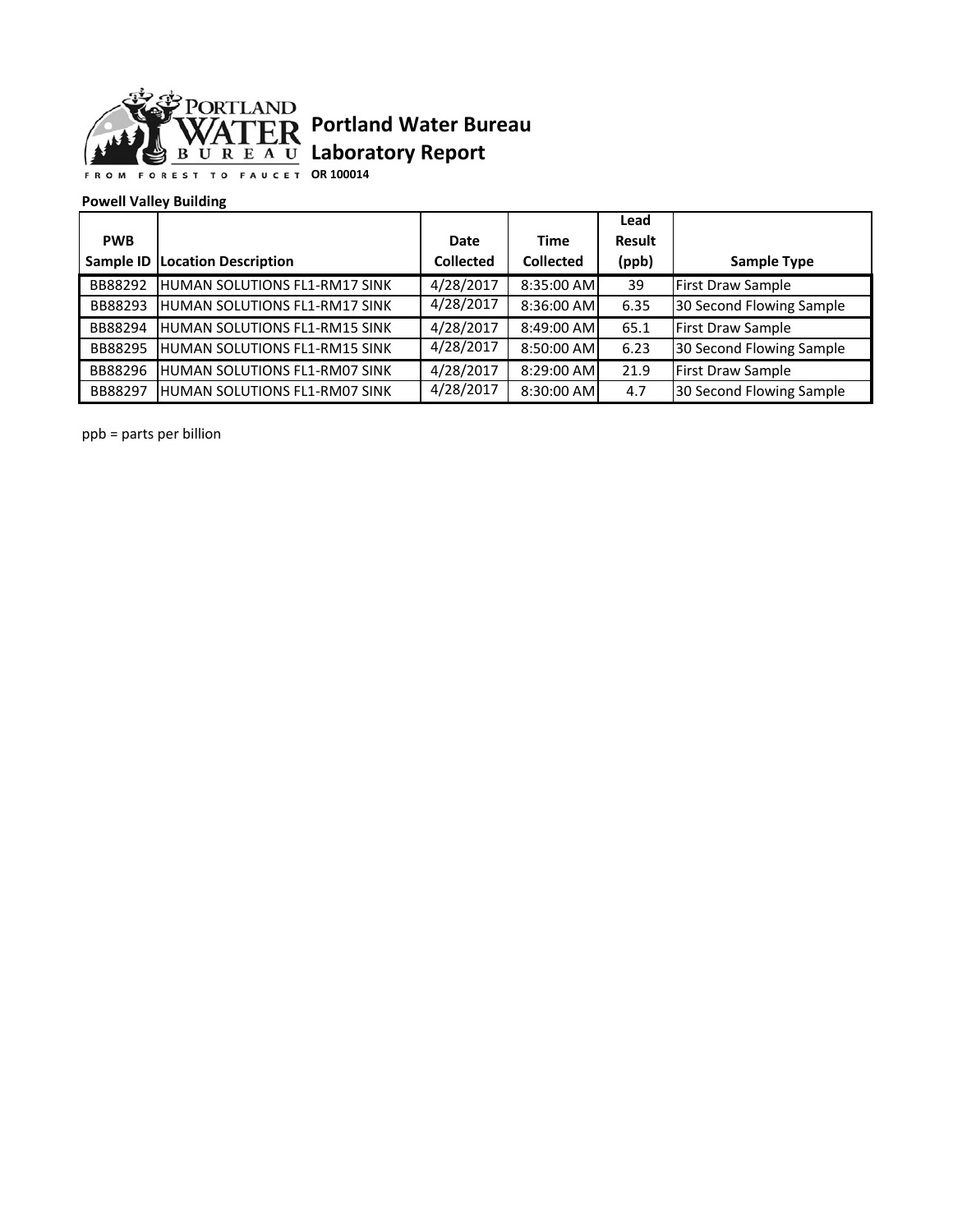# Portland Water Bureau Laboratory Report

**OR 100014**

**Powell Valley Building**

| PWB Sample ID | Location Description | Date Collected | Time Collected | Lead Result (ppb) | Sample Type |
|---|---|---|---|---|---|
| BB88292 | HUMAN SOLUTIONS FL1-RM17 SINK | 4/28/2017 | 8:35:00 AM | 39 | First Draw Sample |
| BB88293 | HUMAN SOLUTIONS FL1-RM17 SINK | 4/28/2017 | 8:36:00 AM | 6.35 | 30 Second Flowing Sample |
| BB88294 | HUMAN SOLUTIONS FL1-RM15 SINK | 4/28/2017 | 8:49:00 AM | 65.1 | First Draw Sample |
| BB88295 | HUMAN SOLUTIONS FL1-RM15 SINK | 4/28/2017 | 8:50:00 AM | 6.23 | 30 Second Flowing Sample |
| BB88296 | HUMAN SOLUTIONS FL1-RM07 SINK | 4/28/2017 | 8:29:00 AM | 21.9 | First Draw Sample |
| BB88297 | HUMAN SOLUTIONS FL1-RM07 SINK | 4/28/2017 | 8:30:00 AM | 4.7 | 30 Second Flowing Sample |

ppb = parts per billion